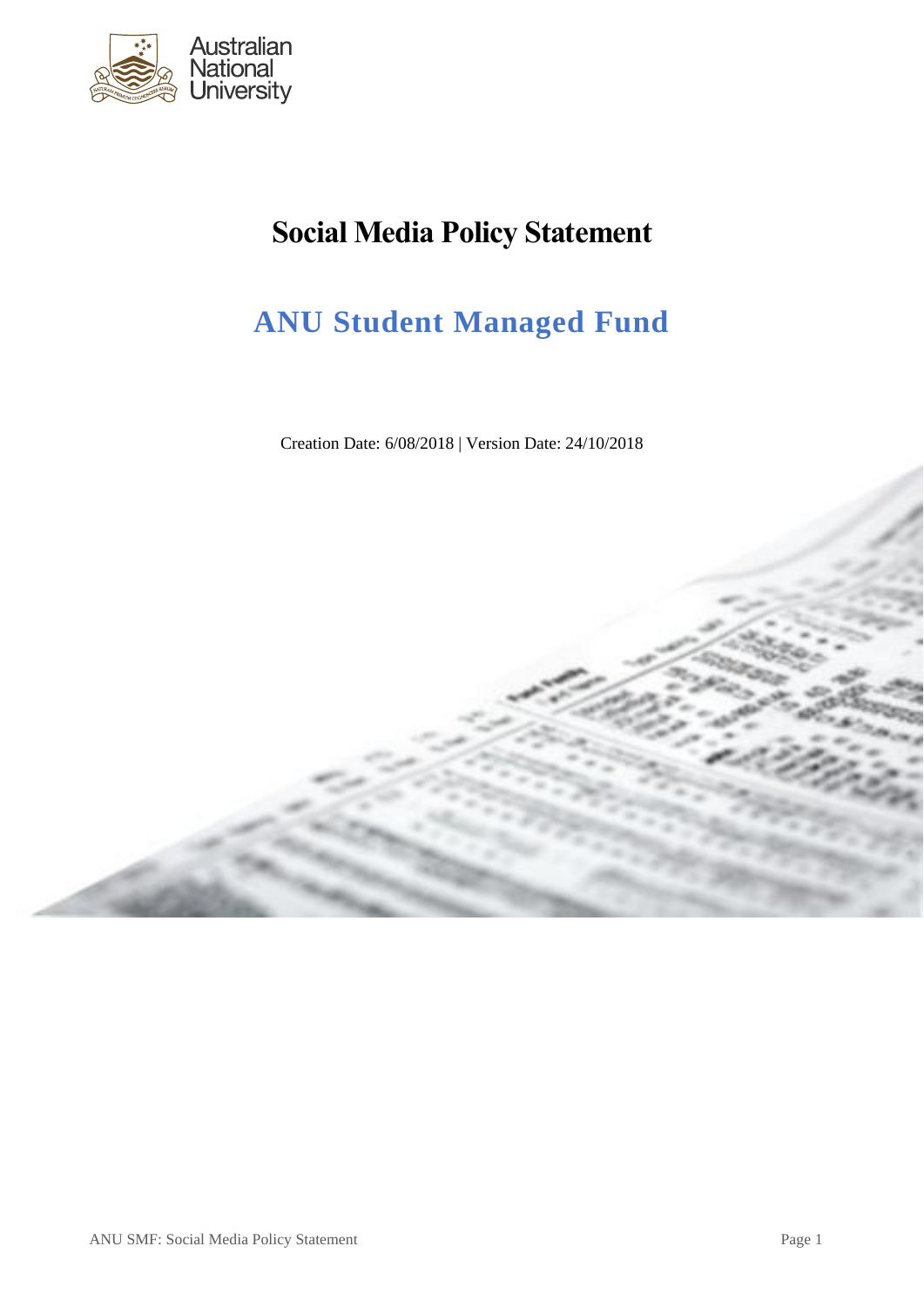# Social Media Policy Statement

## ANU Student Managed Fund

Creation Date: 6/08/2018 | Version Date: 24/10/2018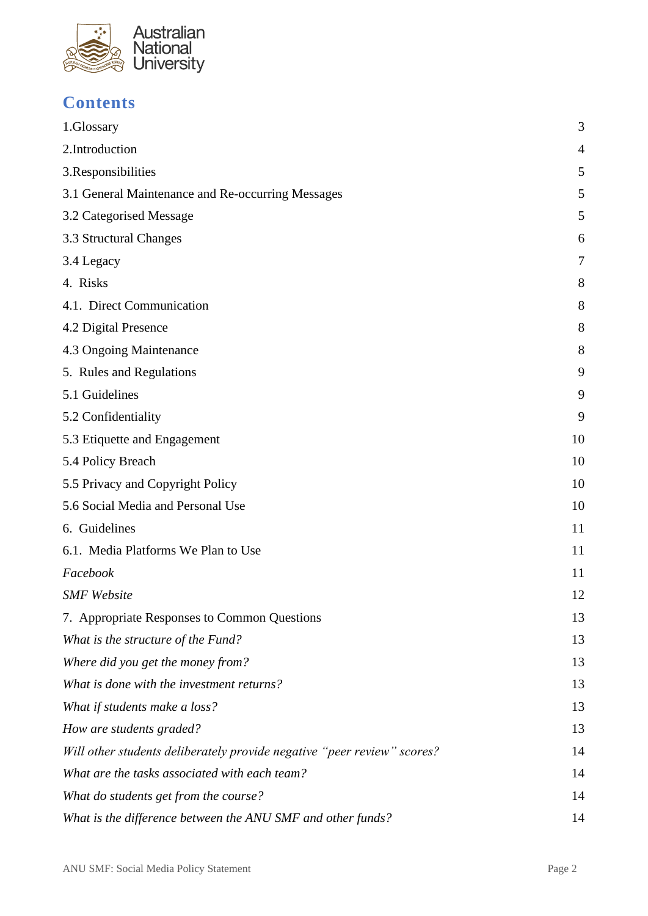# Contents

| | |
|---|---|
| 1.Glossary | 3 |
| 2.Introduction | 4 |
| 3.Responsibilities | 5 |
| 3.1 General Maintenance and Re-occurring Messages | 5 |
| 3.2 Categorised Message | 5 |
| 3.3 Structural Changes | 6 |
| 3.4 Legacy | 7 |
| 4. Risks | 8 |
| 4.1. Direct Communication | 8 |
| 4.2 Digital Presence | 8 |
| 4.3 Ongoing Maintenance | 8 |
| 5. Rules and Regulations | 9 |
| 5.1 Guidelines | 9 |
| 5.2 Confidentiality | 9 |
| 5.3 Etiquette and Engagement | 10 |
| 5.4 Policy Breach | 10 |
| 5.5 Privacy and Copyright Policy | 10 |
| 5.6 Social Media and Personal Use | 10 |
| 6. Guidelines | 11 |
| 6.1. Media Platforms We Plan to Use | 11 |
| *Facebook* | 11 |
| *SMF Website* | 12 |
| 7. Appropriate Responses to Common Questions | 13 |
| *What is the structure of the Fund?* | 13 |
| *Where did you get the money from?* | 13 |
| *What is done with the investment returns?* | 13 |
| *What if students make a loss?* | 13 |
| *How are students graded?* | 13 |
| *Will other students deliberately provide negative "peer review" scores?* | 14 |
| *What are the tasks associated with each team?* | 14 |
| *What do students get from the course?* | 14 |
| *What is the difference between the ANU SMF and other funds?* | 14 |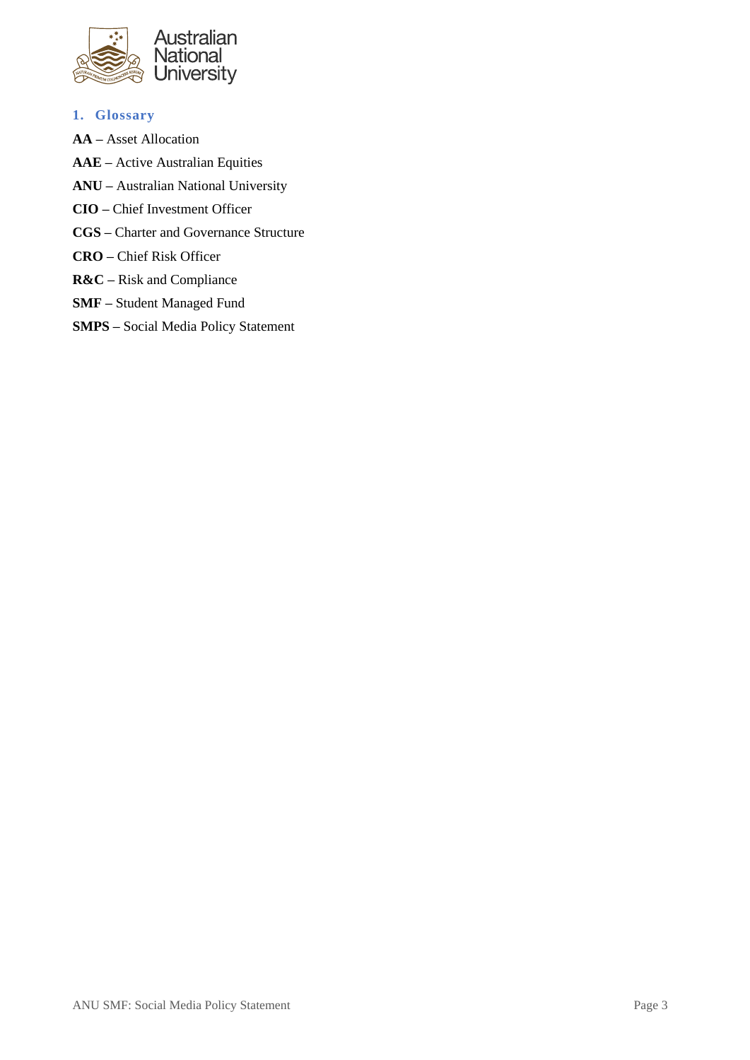## 1. Glossary

**AA** – Asset Allocation

**AAE** – Active Australian Equities

**ANU** – Australian National University

**CIO** – Chief Investment Officer

**CGS** – Charter and Governance Structure

**CRO** – Chief Risk Officer

**R&C** – Risk and Compliance

**SMF** – Student Managed Fund

**SMPS** – Social Media Policy Statement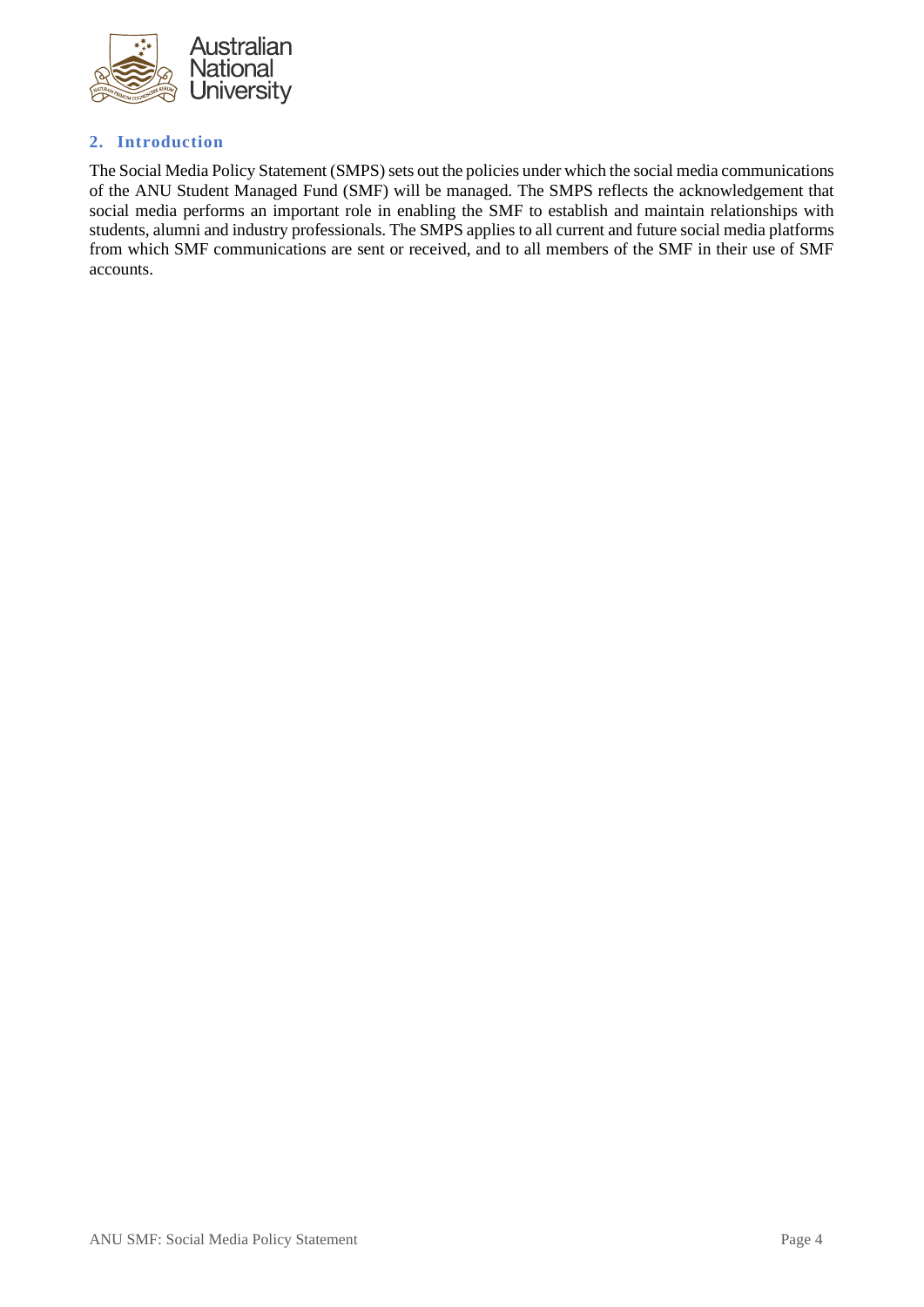## 2. Introduction

The Social Media Policy Statement (SMPS) sets out the policies under which the social media communications of the ANU Student Managed Fund (SMF) will be managed. The SMPS reflects the acknowledgement that social media performs an important role in enabling the SMF to establish and maintain relationships with students, alumni and industry professionals. The SMPS applies to all current and future social media platforms from which SMF communications are sent or received, and to all members of the SMF in their use of SMF accounts.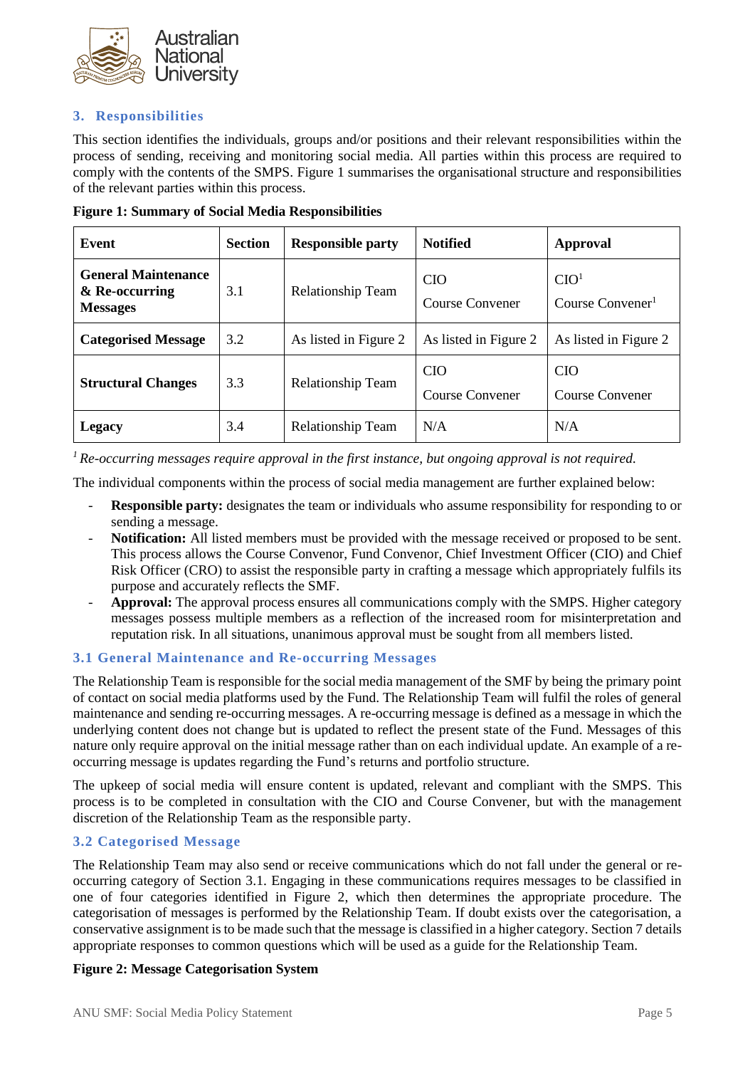## 3. Responsibilities

This section identifies the individuals, groups and/or positions and their relevant responsibilities within the process of sending, receiving and monitoring social media. All parties within this process are required to comply with the contents of the SMPS. Figure 1 summarises the organisational structure and responsibilities of the relevant parties within this process.

**Figure 1: Summary of Social Media Responsibilities**

| Event | Section | Responsible party | Notified | Approval |
|---|---|---|---|---|
| **General Maintenance & Re-occurring Messages** | 3.1 | Relationship Team | CIO<br>Course Convener | CIO[1]<br>Course Convener[1] |
| **Categorised Message** | 3.2 | As listed in Figure 2 | As listed in Figure 2 | As listed in Figure 2 |
| **Structural Changes** | 3.3 | Relationship Team | CIO<br>Course Convener | CIO<br>Course Convener |
| **Legacy** | 3.4 | Relationship Team | N/A | N/A |

[1] *Re-occurring messages require approval in the first instance, but ongoing approval is not required.*

The individual components within the process of social media management are further explained below:

- **Responsible party:** designates the team or individuals who assume responsibility for responding to or sending a message.
- **Notification:** All listed members must be provided with the message received or proposed to be sent. This process allows the Course Convenor, Fund Convenor, Chief Investment Officer (CIO) and Chief Risk Officer (CRO) to assist the responsible party in crafting a message which appropriately fulfils its purpose and accurately reflects the SMF.
- **Approval:** The approval process ensures all communications comply with the SMPS. Higher category messages possess multiple members as a reflection of the increased room for misinterpretation and reputation risk. In all situations, unanimous approval must be sought from all members listed.

### 3.1 General Maintenance and Re-occurring Messages

The Relationship Team is responsible for the social media management of the SMF by being the primary point of contact on social media platforms used by the Fund. The Relationship Team will fulfil the roles of general maintenance and sending re-occurring messages. A re-occurring message is defined as a message in which the underlying content does not change but is updated to reflect the present state of the Fund. Messages of this nature only require approval on the initial message rather than on each individual update. An example of a re-occurring message is updates regarding the Fund's returns and portfolio structure.

The upkeep of social media will ensure content is updated, relevant and compliant with the SMPS. This process is to be completed in consultation with the CIO and Course Convener, but with the management discretion of the Relationship Team as the responsible party.

### 3.2 Categorised Message

The Relationship Team may also send or receive communications which do not fall under the general or re-occurring category of Section 3.1. Engaging in these communications requires messages to be classified in one of four categories identified in Figure 2, which then determines the appropriate procedure. The categorisation of messages is performed by the Relationship Team. If doubt exists over the categorisation, a conservative assignment is to be made such that the message is classified in a higher category. Section 7 details appropriate responses to common questions which will be used as a guide for the Relationship Team.

**Figure 2: Message Categorisation System**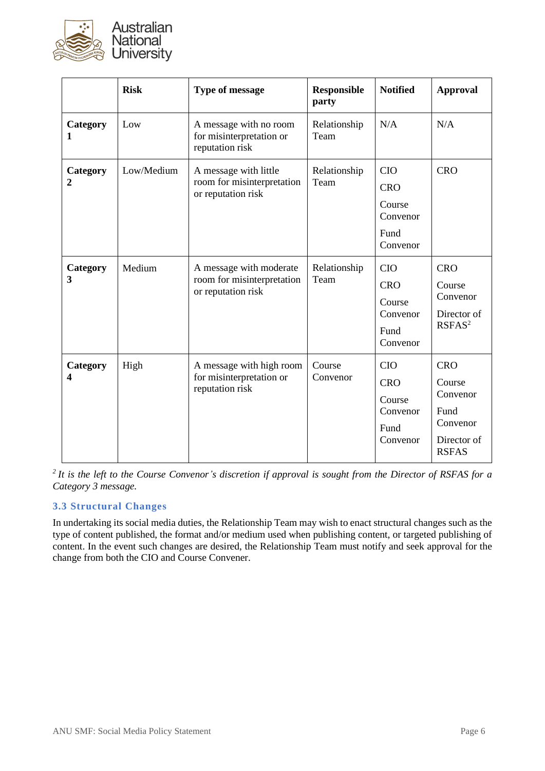| | Risk | Type of message | Responsible party | Notified | Approval |
|---|---|---|---|---|---|
| **Category 1** | Low | A message with no room for misinterpretation or reputation risk | Relationship Team | N/A | N/A |
| **Category 2** | Low/Medium | A message with little room for misinterpretation or reputation risk | Relationship Team | CIO<br>CRO<br>Course Convenor<br>Fund Convenor | CRO |
| **Category 3** | Medium | A message with moderate room for misinterpretation or reputation risk | Relationship Team | CIO<br>CRO<br>Course Convenor<br>Fund Convenor | CRO<br>Course Convenor<br>Director of RSFAS[2] |
| **Category 4** | High | A message with high room for misinterpretation or reputation risk | Course Convenor | CIO<br>CRO<br>Course Convenor<br>Fund Convenor | CRO<br>Course Convenor<br>Fund Convenor<br>Director of RSFAS |

*[2] It is the left to the Course Convenor's discretion if approval is sought from the Director of RSFAS for a Category 3 message.*

### 3.3 Structural Changes

In undertaking its social media duties, the Relationship Team may wish to enact structural changes such as the type of content published, the format and/or medium used when publishing content, or targeted publishing of content. In the event such changes are desired, the Relationship Team must notify and seek approval for the change from both the CIO and Course Convener.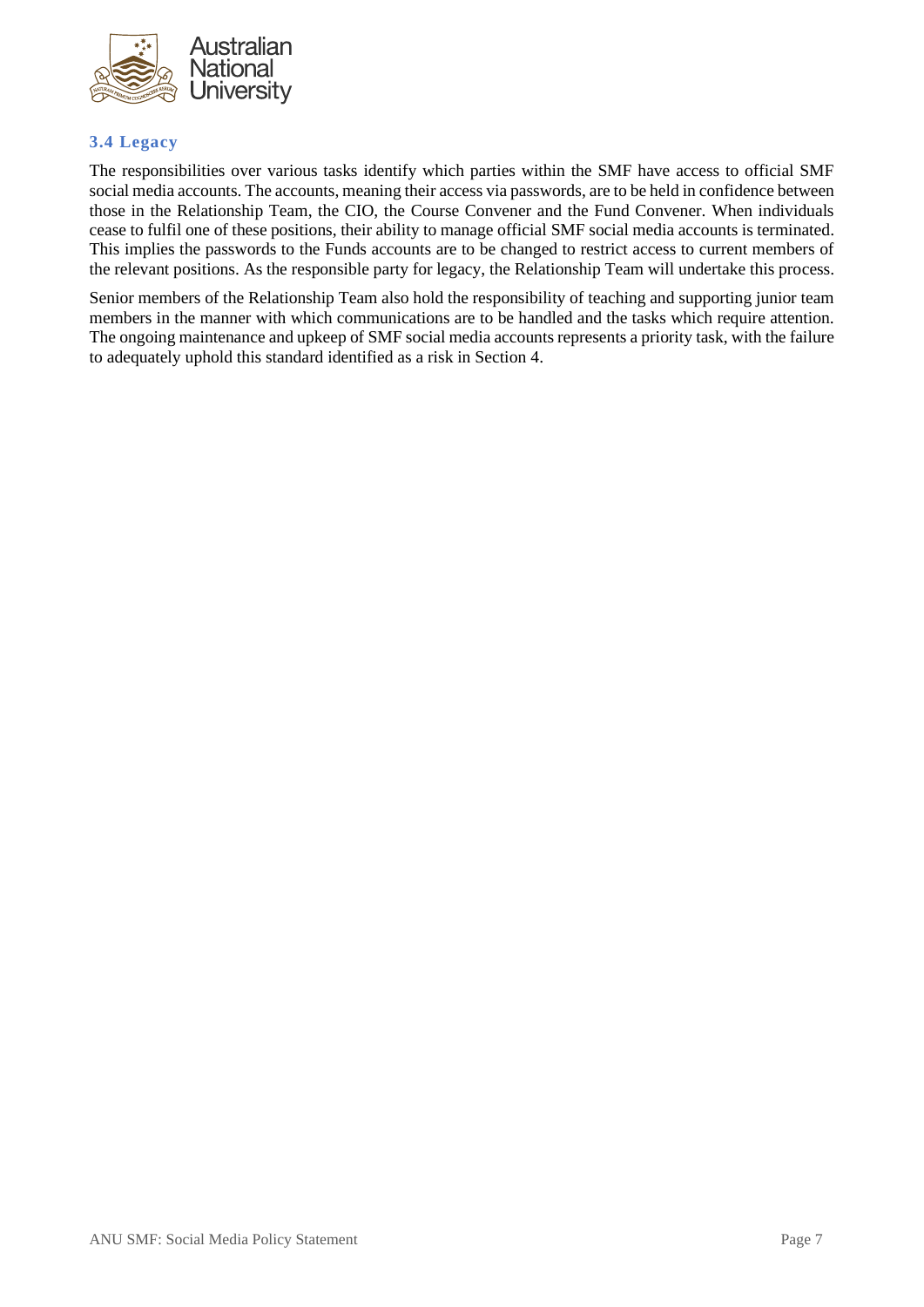### 3.4 Legacy

The responsibilities over various tasks identify which parties within the SMF have access to official SMF social media accounts. The accounts, meaning their access via passwords, are to be held in confidence between those in the Relationship Team, the CIO, the Course Convener and the Fund Convener. When individuals cease to fulfil one of these positions, their ability to manage official SMF social media accounts is terminated. This implies the passwords to the Funds accounts are to be changed to restrict access to current members of the relevant positions. As the responsible party for legacy, the Relationship Team will undertake this process.

Senior members of the Relationship Team also hold the responsibility of teaching and supporting junior team members in the manner with which communications are to be handled and the tasks which require attention. The ongoing maintenance and upkeep of SMF social media accounts represents a priority task, with the failure to adequately uphold this standard identified as a risk in Section 4.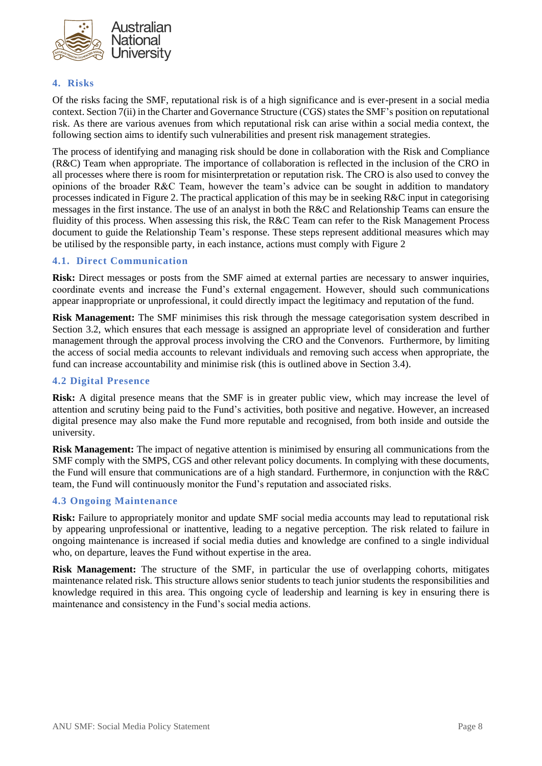## 4. Risks

Of the risks facing the SMF, reputational risk is of a high significance and is ever-present in a social media context. Section 7(ii) in the Charter and Governance Structure (CGS) states the SMF's position on reputational risk. As there are various avenues from which reputational risk can arise within a social media context, the following section aims to identify such vulnerabilities and present risk management strategies.

The process of identifying and managing risk should be done in collaboration with the Risk and Compliance (R&C) Team when appropriate. The importance of collaboration is reflected in the inclusion of the CRO in all processes where there is room for misinterpretation or reputation risk. The CRO is also used to convey the opinions of the broader R&C Team, however the team's advice can be sought in addition to mandatory processes indicated in Figure 2. The practical application of this may be in seeking R&C input in categorising messages in the first instance. The use of an analyst in both the R&C and Relationship Teams can ensure the fluidity of this process. When assessing this risk, the R&C Team can refer to the Risk Management Process document to guide the Relationship Team's response. These steps represent additional measures which may be utilised by the responsible party, in each instance, actions must comply with Figure 2

### 4.1. Direct Communication

**Risk:** Direct messages or posts from the SMF aimed at external parties are necessary to answer inquiries, coordinate events and increase the Fund's external engagement. However, should such communications appear inappropriate or unprofessional, it could directly impact the legitimacy and reputation of the fund.

**Risk Management:** The SMF minimises this risk through the message categorisation system described in Section 3.2, which ensures that each message is assigned an appropriate level of consideration and further management through the approval process involving the CRO and the Convenors. Furthermore, by limiting the access of social media accounts to relevant individuals and removing such access when appropriate, the fund can increase accountability and minimise risk (this is outlined above in Section 3.4).

### 4.2 Digital Presence

**Risk:** A digital presence means that the SMF is in greater public view, which may increase the level of attention and scrutiny being paid to the Fund's activities, both positive and negative. However, an increased digital presence may also make the Fund more reputable and recognised, from both inside and outside the university.

**Risk Management:** The impact of negative attention is minimised by ensuring all communications from the SMF comply with the SMPS, CGS and other relevant policy documents. In complying with these documents, the Fund will ensure that communications are of a high standard. Furthermore, in conjunction with the R&C team, the Fund will continuously monitor the Fund's reputation and associated risks.

### 4.3 Ongoing Maintenance

**Risk:** Failure to appropriately monitor and update SMF social media accounts may lead to reputational risk by appearing unprofessional or inattentive, leading to a negative perception. The risk related to failure in ongoing maintenance is increased if social media duties and knowledge are confined to a single individual who, on departure, leaves the Fund without expertise in the area.

**Risk Management:** The structure of the SMF, in particular the use of overlapping cohorts, mitigates maintenance related risk. This structure allows senior students to teach junior students the responsibilities and knowledge required in this area. This ongoing cycle of leadership and learning is key in ensuring there is maintenance and consistency in the Fund's social media actions.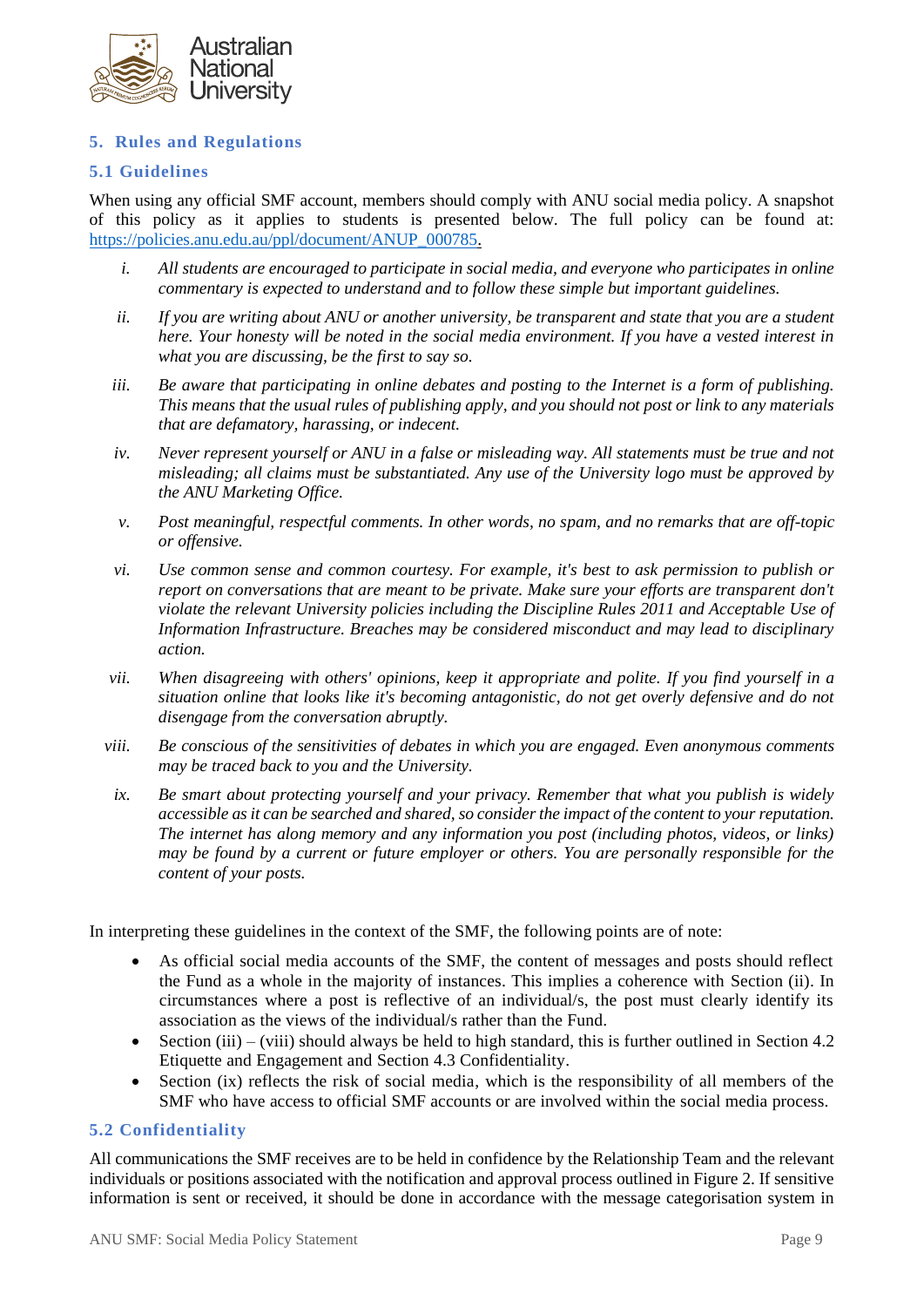## 5. Rules and Regulations

### 5.1 Guidelines

When using any official SMF account, members should comply with ANU social media policy. A snapshot of this policy as it applies to students is presented below. The full policy can be found at: https://policies.anu.edu.au/ppl/document/ANUP_000785.

i. *All students are encouraged to participate in social media, and everyone who participates in online commentary is expected to understand and to follow these simple but important guidelines.*

ii. *If you are writing about ANU or another university, be transparent and state that you are a student here. Your honesty will be noted in the social media environment. If you have a vested interest in what you are discussing, be the first to say so.*

iii. *Be aware that participating in online debates and posting to the Internet is a form of publishing. This means that the usual rules of publishing apply, and you should not post or link to any materials that are defamatory, harassing, or indecent.*

iv. *Never represent yourself or ANU in a false or misleading way. All statements must be true and not misleading; all claims must be substantiated. Any use of the University logo must be approved by the ANU Marketing Office.*

v. *Post meaningful, respectful comments. In other words, no spam, and no remarks that are off-topic or offensive.*

vi. *Use common sense and common courtesy. For example, it's best to ask permission to publish or report on conversations that are meant to be private. Make sure your efforts are transparent don't violate the relevant University policies including the Discipline Rules 2011 and Acceptable Use of Information Infrastructure. Breaches may be considered misconduct and may lead to disciplinary action.*

vii. *When disagreeing with others' opinions, keep it appropriate and polite. If you find yourself in a situation online that looks like it's becoming antagonistic, do not get overly defensive and do not disengage from the conversation abruptly.*

viii. *Be conscious of the sensitivities of debates in which you are engaged. Even anonymous comments may be traced back to you and the University.*

ix. *Be smart about protecting yourself and your privacy. Remember that what you publish is widely accessible as it can be searched and shared, so consider the impact of the content to your reputation. The internet has along memory and any information you post (including photos, videos, or links) may be found by a current or future employer or others. You are personally responsible for the content of your posts.*

In interpreting these guidelines in the context of the SMF, the following points are of note:

- As official social media accounts of the SMF, the content of messages and posts should reflect the Fund as a whole in the majority of instances. This implies a coherence with Section (ii). In circumstances where a post is reflective of an individual/s, the post must clearly identify its association as the views of the individual/s rather than the Fund.
- Section (iii) – (viii) should always be held to high standard, this is further outlined in Section 4.2 Etiquette and Engagement and Section 4.3 Confidentiality.
- Section (ix) reflects the risk of social media, which is the responsibility of all members of the SMF who have access to official SMF accounts or are involved within the social media process.

### 5.2 Confidentiality

All communications the SMF receives are to be held in confidence by the Relationship Team and the relevant individuals or positions associated with the notification and approval process outlined in Figure 2. If sensitive information is sent or received, it should be done in accordance with the message categorisation system in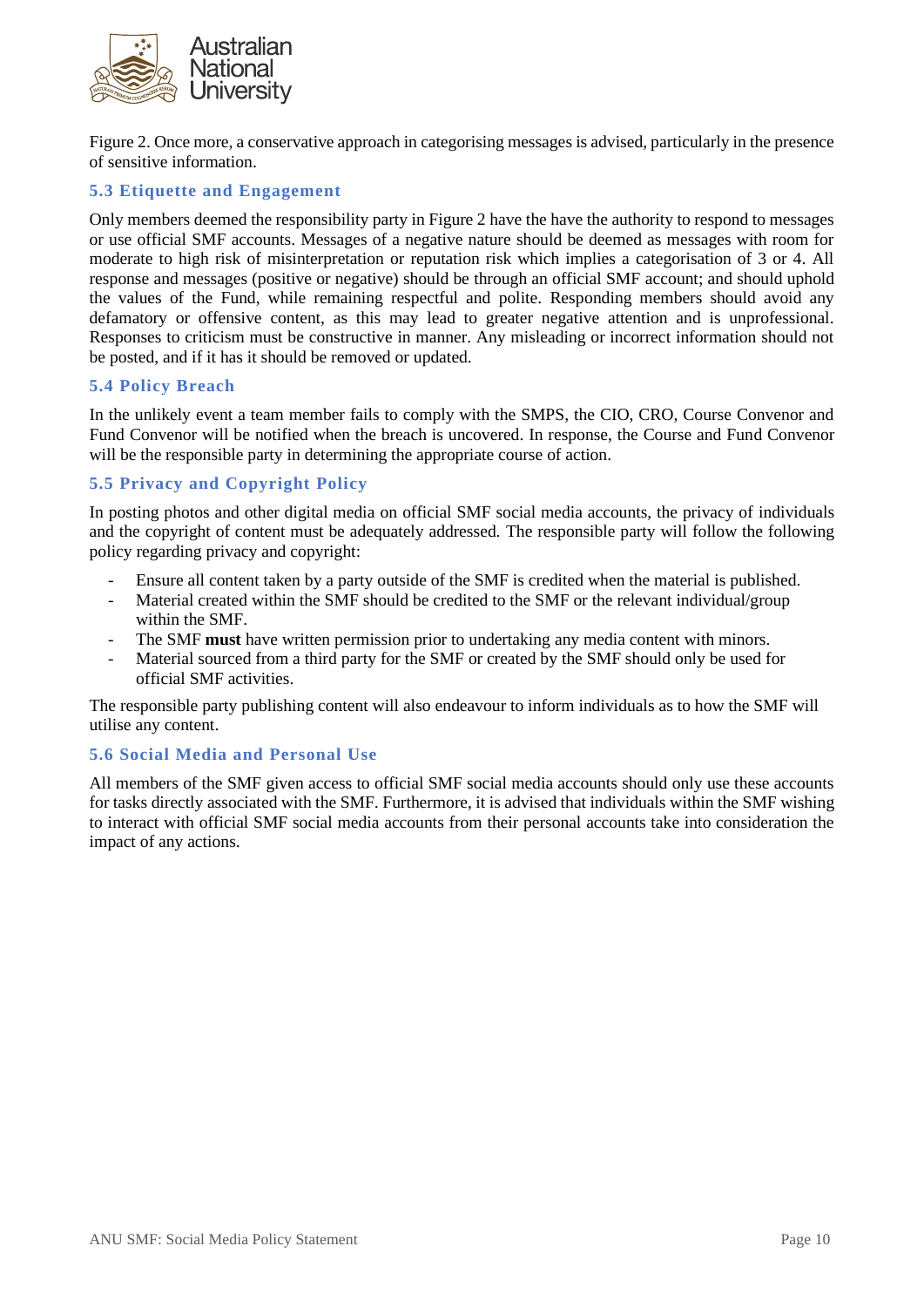Figure 2. Once more, a conservative approach in categorising messages is advised, particularly in the presence of sensitive information.

### 5.3 Etiquette and Engagement

Only members deemed the responsibility party in Figure 2 have the have the authority to respond to messages or use official SMF accounts. Messages of a negative nature should be deemed as messages with room for moderate to high risk of misinterpretation or reputation risk which implies a categorisation of 3 or 4. All response and messages (positive or negative) should be through an official SMF account; and should uphold the values of the Fund, while remaining respectful and polite. Responding members should avoid any defamatory or offensive content, as this may lead to greater negative attention and is unprofessional. Responses to criticism must be constructive in manner. Any misleading or incorrect information should not be posted, and if it has it should be removed or updated.

### 5.4 Policy Breach

In the unlikely event a team member fails to comply with the SMPS, the CIO, CRO, Course Convenor and Fund Convenor will be notified when the breach is uncovered. In response, the Course and Fund Convenor will be the responsible party in determining the appropriate course of action.

### 5.5 Privacy and Copyright Policy

In posting photos and other digital media on official SMF social media accounts, the privacy of individuals and the copyright of content must be adequately addressed. The responsible party will follow the following policy regarding privacy and copyright:

- Ensure all content taken by a party outside of the SMF is credited when the material is published.
- Material created within the SMF should be credited to the SMF or the relevant individual/group within the SMF.
- The SMF **must** have written permission prior to undertaking any media content with minors.
- Material sourced from a third party for the SMF or created by the SMF should only be used for official SMF activities.

The responsible party publishing content will also endeavour to inform individuals as to how the SMF will utilise any content.

### 5.6 Social Media and Personal Use

All members of the SMF given access to official SMF social media accounts should only use these accounts for tasks directly associated with the SMF. Furthermore, it is advised that individuals within the SMF wishing to interact with official SMF social media accounts from their personal accounts take into consideration the impact of any actions.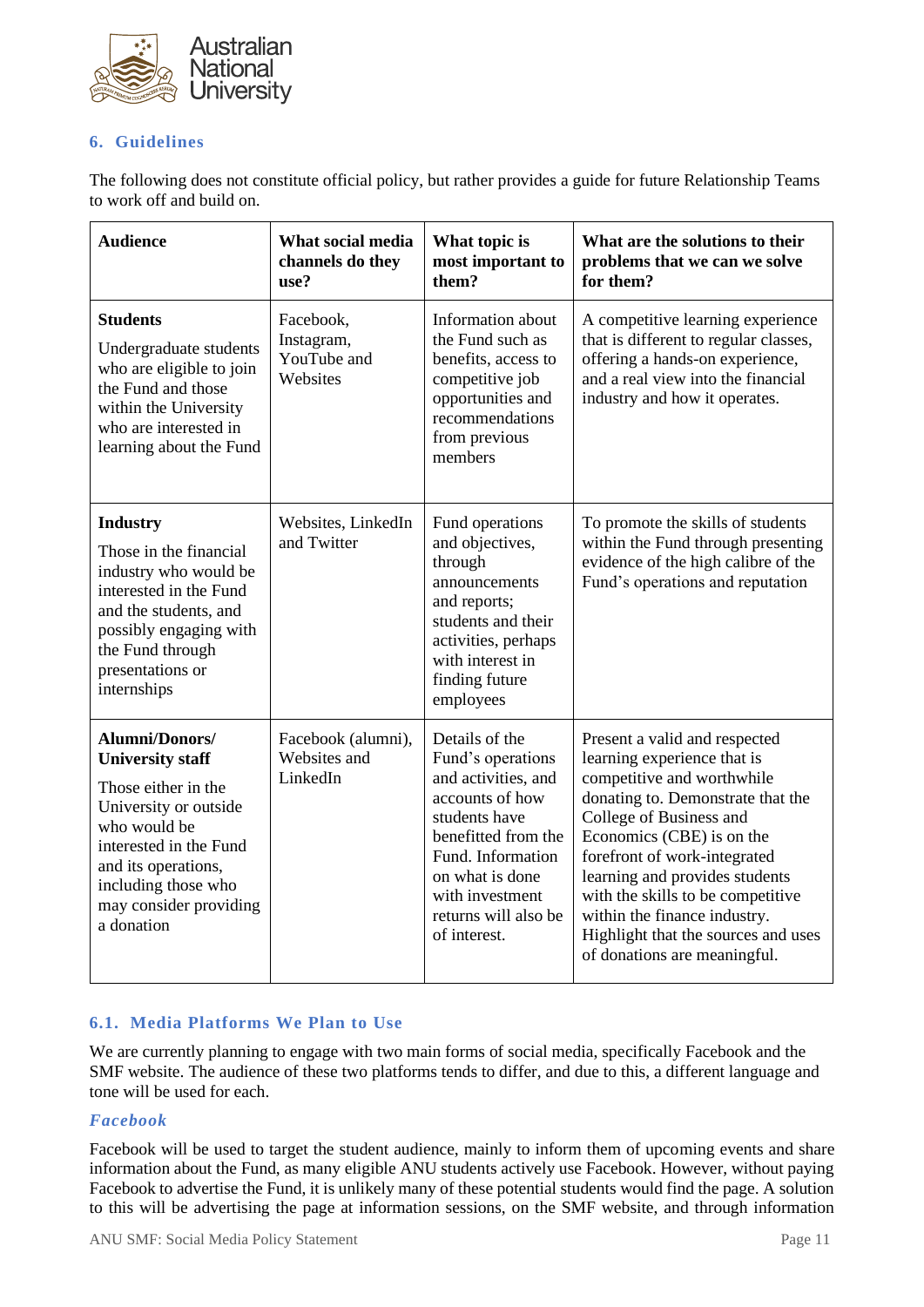## 6. Guidelines

The following does not constitute official policy, but rather provides a guide for future Relationship Teams to work off and build on.

| Audience | What social media channels do they use? | What topic is most important to them? | What are the solutions to their problems that we can we solve for them? |
|---|---|---|---|
| **Students**<br>Undergraduate students who are eligible to join the Fund and those within the University who are interested in learning about the Fund | Facebook, Instagram, YouTube and Websites | Information about the Fund such as benefits, access to competitive job opportunities and recommendations from previous members | A competitive learning experience that is different to regular classes, offering a hands-on experience, and a real view into the financial industry and how it operates. |
| **Industry**<br>Those in the financial industry who would be interested in the Fund and the students, and possibly engaging with the Fund through presentations or internships | Websites, LinkedIn and Twitter | Fund operations and objectives, through announcements and reports; students and their activities, perhaps with interest in finding future employees | To promote the skills of students within the Fund through presenting evidence of the high calibre of the Fund's operations and reputation |
| **Alumni/Donors/ University staff**<br>Those either in the University or outside who would be interested in the Fund and its operations, including those who may consider providing a donation | Facebook (alumni), Websites and LinkedIn | Details of the Fund's operations and activities, and accounts of how students have benefitted from the Fund. Information on what is done with investment returns will also be of interest. | Present a valid and respected learning experience that is competitive and worthwhile donating to. Demonstrate that the College of Business and Economics (CBE) is on the forefront of work-integrated learning and provides students with the skills to be competitive within the finance industry. Highlight that the sources and uses of donations are meaningful. |

### 6.1. Media Platforms We Plan to Use

We are currently planning to engage with two main forms of social media, specifically Facebook and the SMF website. The audience of these two platforms tends to differ, and due to this, a different language and tone will be used for each.

#### *Facebook*

Facebook will be used to target the student audience, mainly to inform them of upcoming events and share information about the Fund, as many eligible ANU students actively use Facebook. However, without paying Facebook to advertise the Fund, it is unlikely many of these potential students would find the page. A solution to this will be advertising the page at information sessions, on the SMF website, and through information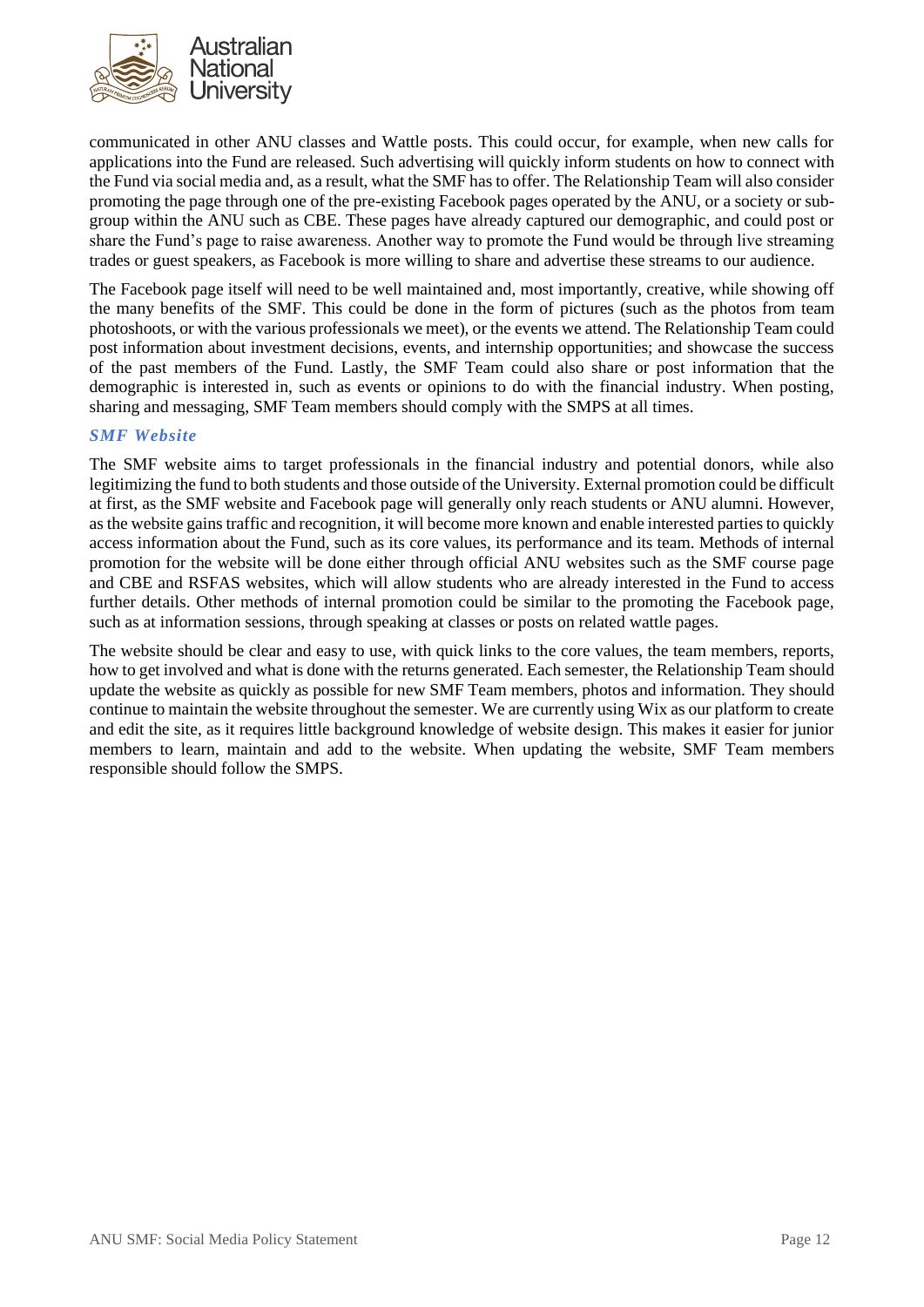communicated in other ANU classes and Wattle posts. This could occur, for example, when new calls for applications into the Fund are released. Such advertising will quickly inform students on how to connect with the Fund via social media and, as a result, what the SMF has to offer. The Relationship Team will also consider promoting the page through one of the pre-existing Facebook pages operated by the ANU, or a society or sub-group within the ANU such as CBE. These pages have already captured our demographic, and could post or share the Fund's page to raise awareness. Another way to promote the Fund would be through live streaming trades or guest speakers, as Facebook is more willing to share and advertise these streams to our audience.

The Facebook page itself will need to be well maintained and, most importantly, creative, while showing off the many benefits of the SMF. This could be done in the form of pictures (such as the photos from team photoshoots, or with the various professionals we meet), or the events we attend. The Relationship Team could post information about investment decisions, events, and internship opportunities; and showcase the success of the past members of the Fund. Lastly, the SMF Team could also share or post information that the demographic is interested in, such as events or opinions to do with the financial industry. When posting, sharing and messaging, SMF Team members should comply with the SMPS at all times.

### *SMF Website*

The SMF website aims to target professionals in the financial industry and potential donors, while also legitimizing the fund to both students and those outside of the University. External promotion could be difficult at first, as the SMF website and Facebook page will generally only reach students or ANU alumni. However, as the website gains traffic and recognition, it will become more known and enable interested parties to quickly access information about the Fund, such as its core values, its performance and its team. Methods of internal promotion for the website will be done either through official ANU websites such as the SMF course page and CBE and RSFAS websites, which will allow students who are already interested in the Fund to access further details. Other methods of internal promotion could be similar to the promoting the Facebook page, such as at information sessions, through speaking at classes or posts on related wattle pages.

The website should be clear and easy to use, with quick links to the core values, the team members, reports, how to get involved and what is done with the returns generated. Each semester, the Relationship Team should update the website as quickly as possible for new SMF Team members, photos and information. They should continue to maintain the website throughout the semester. We are currently using Wix as our platform to create and edit the site, as it requires little background knowledge of website design. This makes it easier for junior members to learn, maintain and add to the website. When updating the website, SMF Team members responsible should follow the SMPS.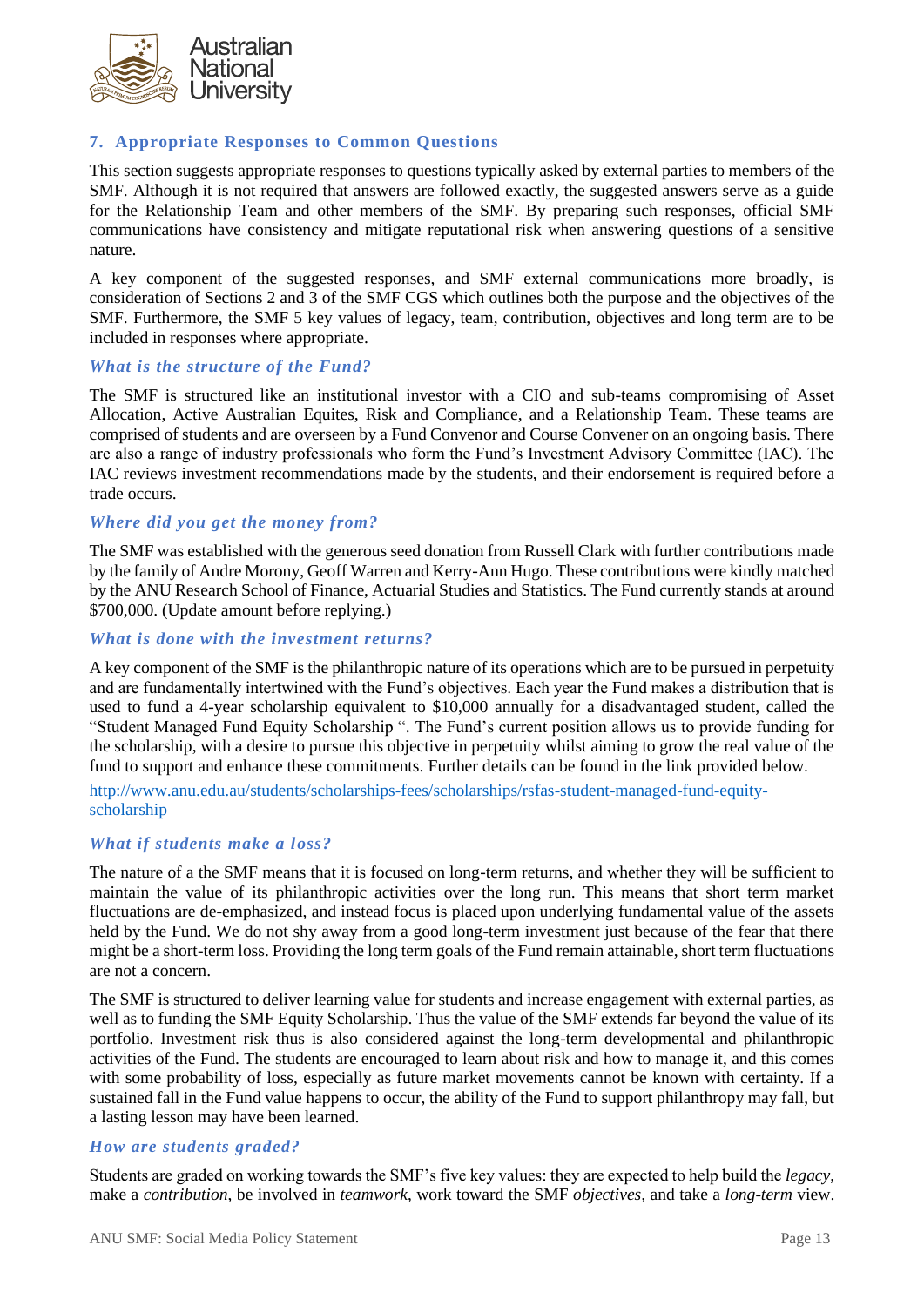## 7. Appropriate Responses to Common Questions

This section suggests appropriate responses to questions typically asked by external parties to members of the SMF. Although it is not required that answers are followed exactly, the suggested answers serve as a guide for the Relationship Team and other members of the SMF. By preparing such responses, official SMF communications have consistency and mitigate reputational risk when answering questions of a sensitive nature.

A key component of the suggested responses, and SMF external communications more broadly, is consideration of Sections 2 and 3 of the SMF CGS which outlines both the purpose and the objectives of the SMF. Furthermore, the SMF 5 key values of legacy, team, contribution, objectives and long term are to be included in responses where appropriate.

### *What is the structure of the Fund?*

The SMF is structured like an institutional investor with a CIO and sub-teams compromising of Asset Allocation, Active Australian Equites, Risk and Compliance, and a Relationship Team. These teams are comprised of students and are overseen by a Fund Convenor and Course Convener on an ongoing basis. There are also a range of industry professionals who form the Fund's Investment Advisory Committee (IAC). The IAC reviews investment recommendations made by the students, and their endorsement is required before a trade occurs.

### *Where did you get the money from?*

The SMF was established with the generous seed donation from Russell Clark with further contributions made by the family of Andre Morony, Geoff Warren and Kerry-Ann Hugo. These contributions were kindly matched by the ANU Research School of Finance, Actuarial Studies and Statistics. The Fund currently stands at around $700,000. (Update amount before replying.)

### *What is done with the investment returns?*

A key component of the SMF is the philanthropic nature of its operations which are to be pursued in perpetuity and are fundamentally intertwined with the Fund's objectives. Each year the Fund makes a distribution that is used to fund a 4-year scholarship equivalent to $10,000 annually for a disadvantaged student, called the "Student Managed Fund Equity Scholarship ". The Fund's current position allows us to provide funding for the scholarship, with a desire to pursue this objective in perpetuity whilst aiming to grow the real value of the fund to support and enhance these commitments. Further details can be found in the link provided below.

http://www.anu.edu.au/students/scholarships-fees/scholarships/rsfas-student-managed-fund-equity-scholarship

### *What if students make a loss?*

The nature of a the SMF means that it is focused on long-term returns, and whether they will be sufficient to maintain the value of its philanthropic activities over the long run. This means that short term market fluctuations are de-emphasized, and instead focus is placed upon underlying fundamental value of the assets held by the Fund. We do not shy away from a good long-term investment just because of the fear that there might be a short-term loss. Providing the long term goals of the Fund remain attainable, short term fluctuations are not a concern.

The SMF is structured to deliver learning value for students and increase engagement with external parties, as well as to funding the SMF Equity Scholarship. Thus the value of the SMF extends far beyond the value of its portfolio. Investment risk thus is also considered against the long-term developmental and philanthropic activities of the Fund. The students are encouraged to learn about risk and how to manage it, and this comes with some probability of loss, especially as future market movements cannot be known with certainty. If a sustained fall in the Fund value happens to occur, the ability of the Fund to support philanthropy may fall, but a lasting lesson may have been learned.

### *How are students graded?*

Students are graded on working towards the SMF's five key values: they are expected to help build the *legacy*, make a *contribution*, be involved in *teamwork*, work toward the SMF *objectives*, and take a *long-term* view.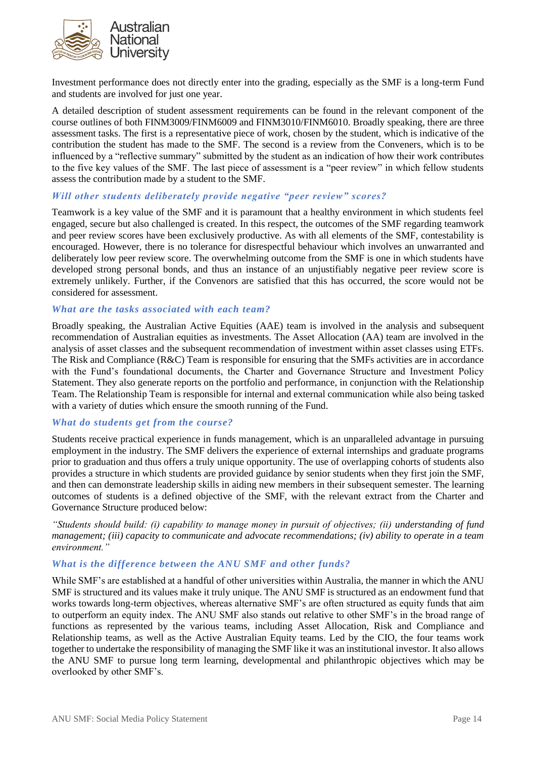Investment performance does not directly enter into the grading, especially as the SMF is a long-term Fund and students are involved for just one year.

A detailed description of student assessment requirements can be found in the relevant component of the course outlines of both FINM3009/FINM6009 and FINM3010/FINM6010. Broadly speaking, there are three assessment tasks. The first is a representative piece of work, chosen by the student, which is indicative of the contribution the student has made to the SMF. The second is a review from the Conveners, which is to be influenced by a "reflective summary" submitted by the student as an indication of how their work contributes to the five key values of the SMF. The last piece of assessment is a "peer review" in which fellow students assess the contribution made by a student to the SMF.

### *Will other students deliberately provide negative "peer review" scores?*

Teamwork is a key value of the SMF and it is paramount that a healthy environment in which students feel engaged, secure but also challenged is created. In this respect, the outcomes of the SMF regarding teamwork and peer review scores have been exclusively productive. As with all elements of the SMF, contestability is encouraged. However, there is no tolerance for disrespectful behaviour which involves an unwarranted and deliberately low peer review score. The overwhelming outcome from the SMF is one in which students have developed strong personal bonds, and thus an instance of an unjustifiably negative peer review score is extremely unlikely. Further, if the Convenors are satisfied that this has occurred, the score would not be considered for assessment.

### *What are the tasks associated with each team?*

Broadly speaking, the Australian Active Equities (AAE) team is involved in the analysis and subsequent recommendation of Australian equities as investments. The Asset Allocation (AA) team are involved in the analysis of asset classes and the subsequent recommendation of investment within asset classes using ETFs. The Risk and Compliance (R&C) Team is responsible for ensuring that the SMFs activities are in accordance with the Fund's foundational documents, the Charter and Governance Structure and Investment Policy Statement. They also generate reports on the portfolio and performance, in conjunction with the Relationship Team. The Relationship Team is responsible for internal and external communication while also being tasked with a variety of duties which ensure the smooth running of the Fund.

### *What do students get from the course?*

Students receive practical experience in funds management, which is an unparalleled advantage in pursuing employment in the industry. The SMF delivers the experience of external internships and graduate programs prior to graduation and thus offers a truly unique opportunity. The use of overlapping cohorts of students also provides a structure in which students are provided guidance by senior students when they first join the SMF, and then can demonstrate leadership skills in aiding new members in their subsequent semester. The learning outcomes of students is a defined objective of the SMF, with the relevant extract from the Charter and Governance Structure produced below:

*"Students should build: (i) capability to manage money in pursuit of objectives; (ii) understanding of fund management; (iii) capacity to communicate and advocate recommendations; (iv) ability to operate in a team environment."*

### *What is the difference between the ANU SMF and other funds?*

While SMF's are established at a handful of other universities within Australia, the manner in which the ANU SMF is structured and its values make it truly unique. The ANU SMF is structured as an endowment fund that works towards long-term objectives, whereas alternative SMF's are often structured as equity funds that aim to outperform an equity index. The ANU SMF also stands out relative to other SMF's in the broad range of functions as represented by the various teams, including Asset Allocation, Risk and Compliance and Relationship teams, as well as the Active Australian Equity teams. Led by the CIO, the four teams work together to undertake the responsibility of managing the SMF like it was an institutional investor. It also allows the ANU SMF to pursue long term learning, developmental and philanthropic objectives which may be overlooked by other SMF's.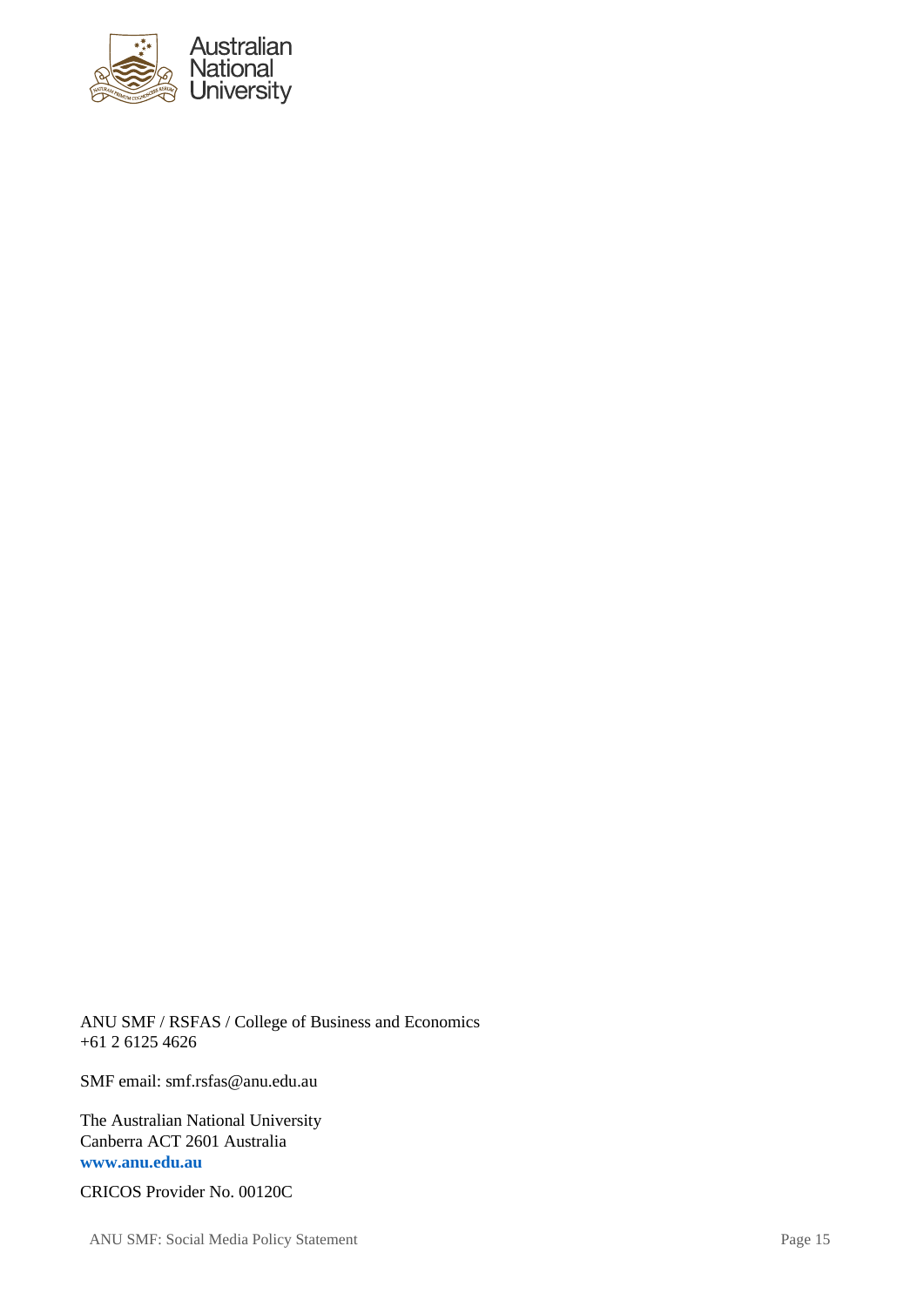ANU SMF / RSFAS / College of Business and Economics
+61 2 6125 4626

SMF email: smf.rsfas@anu.edu.au

The Australian National University
Canberra ACT 2601 Australia
**www.anu.edu.au**

CRICOS Provider No. 00120C